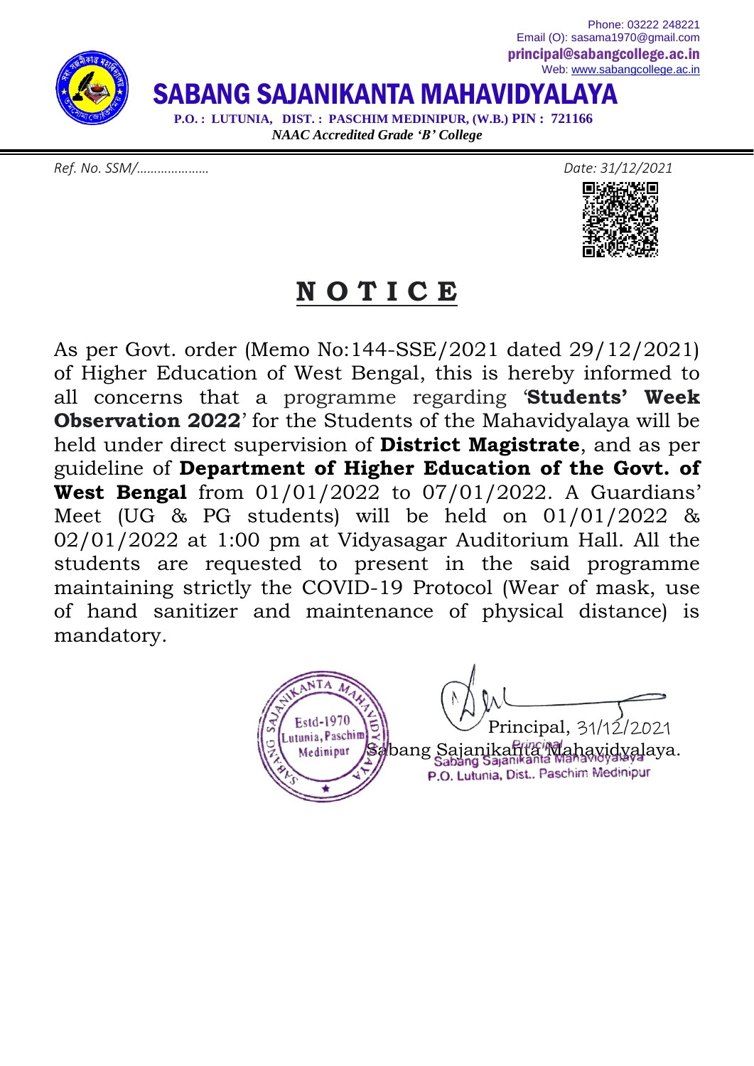Phone: 03222 248221
Email (O): sasama1970@gmail.com
principal@sabangcollege.ac.in
Web: www.sabangcollege.ac.in

# SABANG SAJANIKANTA MAHAVIDYALAYA

**P.O. : LUTUNIA, DIST. : PASCHIM MEDINIPUR, (W.B.) PIN : 721166**

***NAAC Accredited Grade 'B' College***

---

*Ref. No. SSM/…………………* *Date: 31/12/2021*

## NOTICE

As per Govt. order (Memo No:144-SSE/2021 dated 29/12/2021) of Higher Education of West Bengal, this is hereby informed to all concerns that a programme regarding '**Students' Week Observation 2022**' for the Students of the Mahavidyalaya will be held under direct supervision of **District Magistrate**, and as per guideline of **Department of Higher Education of the Govt. of West Bengal** from 01/01/2022 to 07/01/2022. A Guardians' Meet (UG & PG students) will be held on 01/01/2022 & 02/01/2022 at 1:00 pm at Vidyasagar Auditorium Hall. All the students are requested to present in the said programme maintaining strictly the COVID-19 Protocol (Wear of mask, use of hand sanitizer and maintenance of physical distance) is mandatory.

Principal, 31/12/2021
Sabang Sajanikanta Mahavidyalaya.

Principal
Sabang Sajanikanta Mahavidyalaya
P.O. Lutunia, Dist.. Paschim Medinipur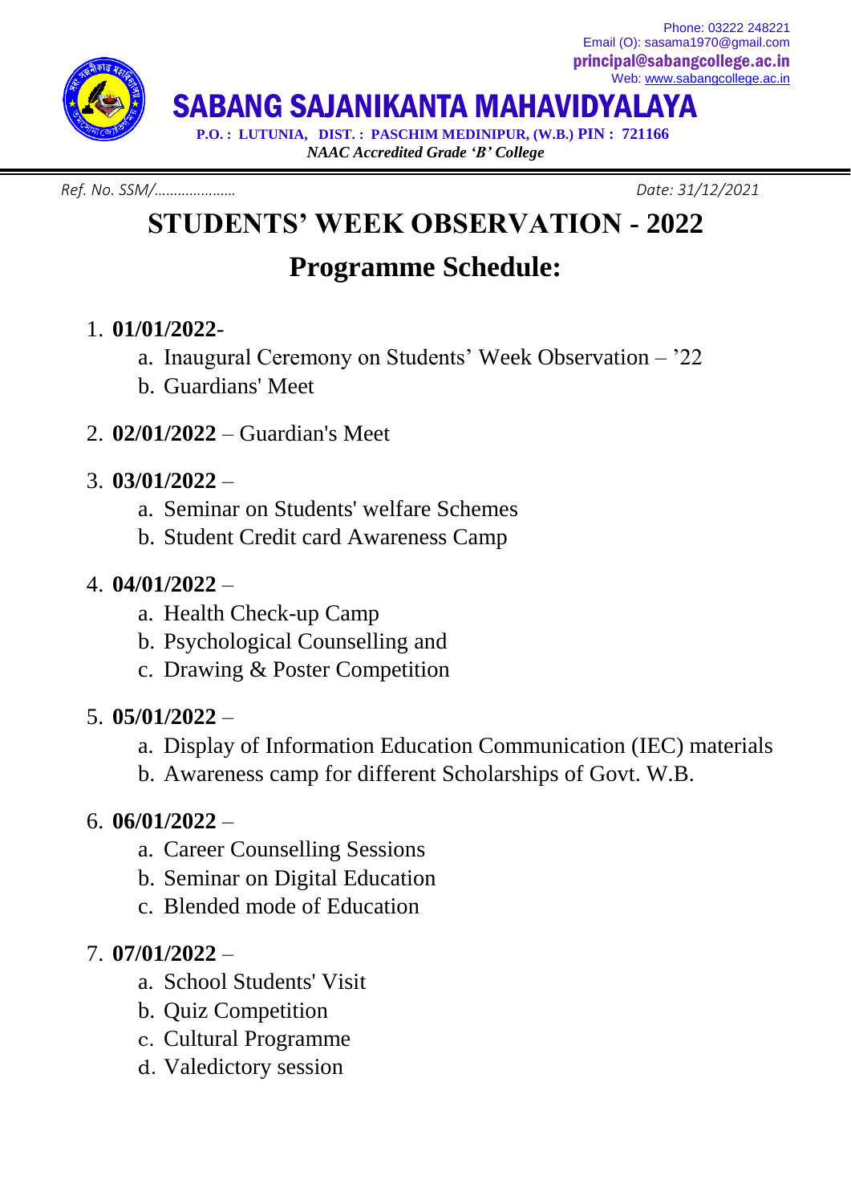Phone: 03222 248221
Email (O): sasama1970@gmail.com
principal@sabangcollege.ac.in
Web: www.sabangcollege.ac.in

# SABANG SAJANIKANTA MAHAVIDYALAYA

**P.O. : LUTUNIA, DIST. : PASCHIM MEDINIPUR, (W.B.) PIN : 721166**

***NAAC Accredited Grade 'B' College***

*Ref. No. SSM/…………………* *Date: 31/12/2021*

# STUDENTS' WEEK OBSERVATION - 2022

## Programme Schedule:

1. **01/01/2022**-
   a. Inaugural Ceremony on Students' Week Observation – '22
   b. Guardians' Meet
2. **02/01/2022** – Guardian's Meet
3. **03/01/2022** –
   a. Seminar on Students' welfare Schemes
   b. Student Credit card Awareness Camp
4. **04/01/2022** –
   a. Health Check-up Camp
   b. Psychological Counselling and
   c. Drawing & Poster Competition
5. **05/01/2022** –
   a. Display of Information Education Communication (IEC) materials
   b. Awareness camp for different Scholarships of Govt. W.B.
6. **06/01/2022** –
   a. Career Counselling Sessions
   b. Seminar on Digital Education
   c. Blended mode of Education
7. **07/01/2022** –
   a. School Students' Visit
   b. Quiz Competition
   c. Cultural Programme
   d. Valedictory session